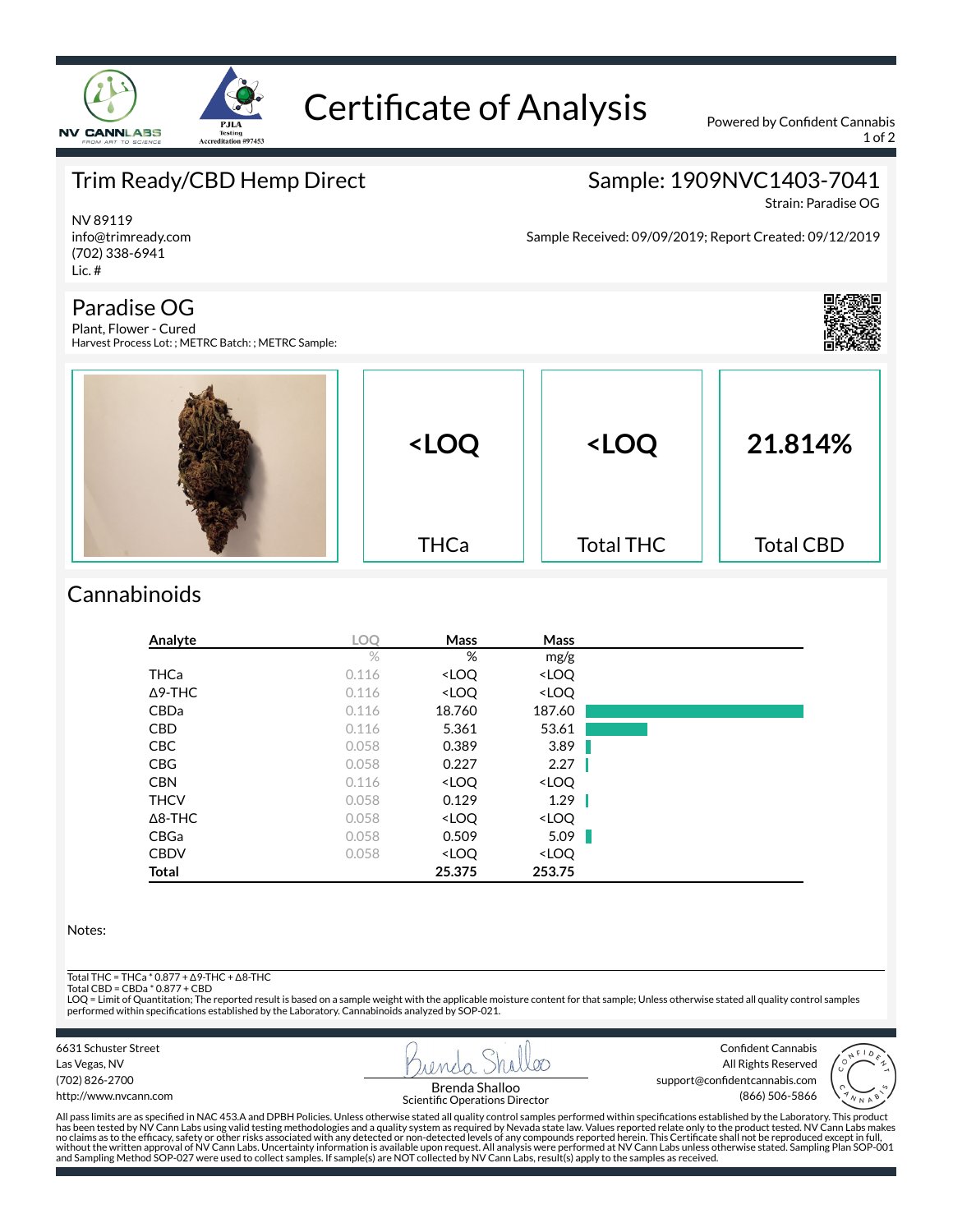# Certificate of Analysis

Powered by Confident Cannabis

## Trim Ready/CBD Hemp Direct

NV 89119
info@trimready.com
(702) 338-6941
Lic. #

## Sample: 1909NVC1403-7041

Strain: Paradise OG

Sample Received: 09/09/2019; Report Created: 09/12/2019

## Paradise OG

Plant, Flower - Cured
Harvest Process Lot: ; METRC Batch: ; METRC Sample:

| THCa | Total THC | Total CBD |
|---|---|---|
| <LOQ | <LOQ | 21.814% |

## Cannabinoids

| Analyte | LOQ % | Mass % | Mass mg/g |
|---|---|---|---|
| THCa | 0.116 | <LOQ | <LOQ |
| Δ9-THC | 0.116 | <LOQ | <LOQ |
| CBDa | 0.116 | 18.760 | 187.60 |
| CBD | 0.116 | 5.361 | 53.61 |
| CBC | 0.058 | 0.389 | 3.89 |
| CBG | 0.058 | 0.227 | 2.27 |
| CBN | 0.116 | <LOQ | <LOQ |
| THCV | 0.058 | 0.129 | 1.29 |
| Δ8-THC | 0.058 | <LOQ | <LOQ |
| CBGa | 0.058 | 0.509 | 5.09 |
| CBDV | 0.058 | <LOQ | <LOQ |
| **Total** | | **25.375** | **253.75** |

Notes:

Total THC = THCa * 0.877 + Δ9-THC + Δ8-THC
Total CBD = CBDa * 0.877 + CBD
LOQ = Limit of Quantitation; The reported result is based on a sample weight with the applicable moisture content for that sample; Unless otherwise stated all quality control samples performed within specifications established by the Laboratory. Cannabinoids analyzed by SOP-021.

6631 Schuster Street
Las Vegas, NV
(702) 826-2700
http://www.nvcann.com

Brenda Shalloo
Scientific Operations Director

Confident Cannabis
All Rights Reserved
support@confidentcannabis.com
(866) 506-5866

All pass limits are as specified in NAC 453.A and DPBH Policies. Unless otherwise stated all quality control samples performed within specifications established by the Laboratory. This product has been tested by NV Cann Labs using valid testing methodologies and a quality system as required by Nevada state law. Values reported relate only to the product tested. NV Cann Labs makes no claims as to the efficacy, safety or other risks associated with any detected or non-detected levels of any compounds reported herein. This Certificate shall not be reproduced except in full, without the written approval of NV Cann Labs. Uncertainty information is available upon request. All analysis were performed at NV Cann Labs unless otherwise stated. Sampling Plan SOP-001 and Sampling Method SOP-027 were used to collect samples. If sample(s) are NOT collected by NV Cann Labs, result(s) apply to the samples as received.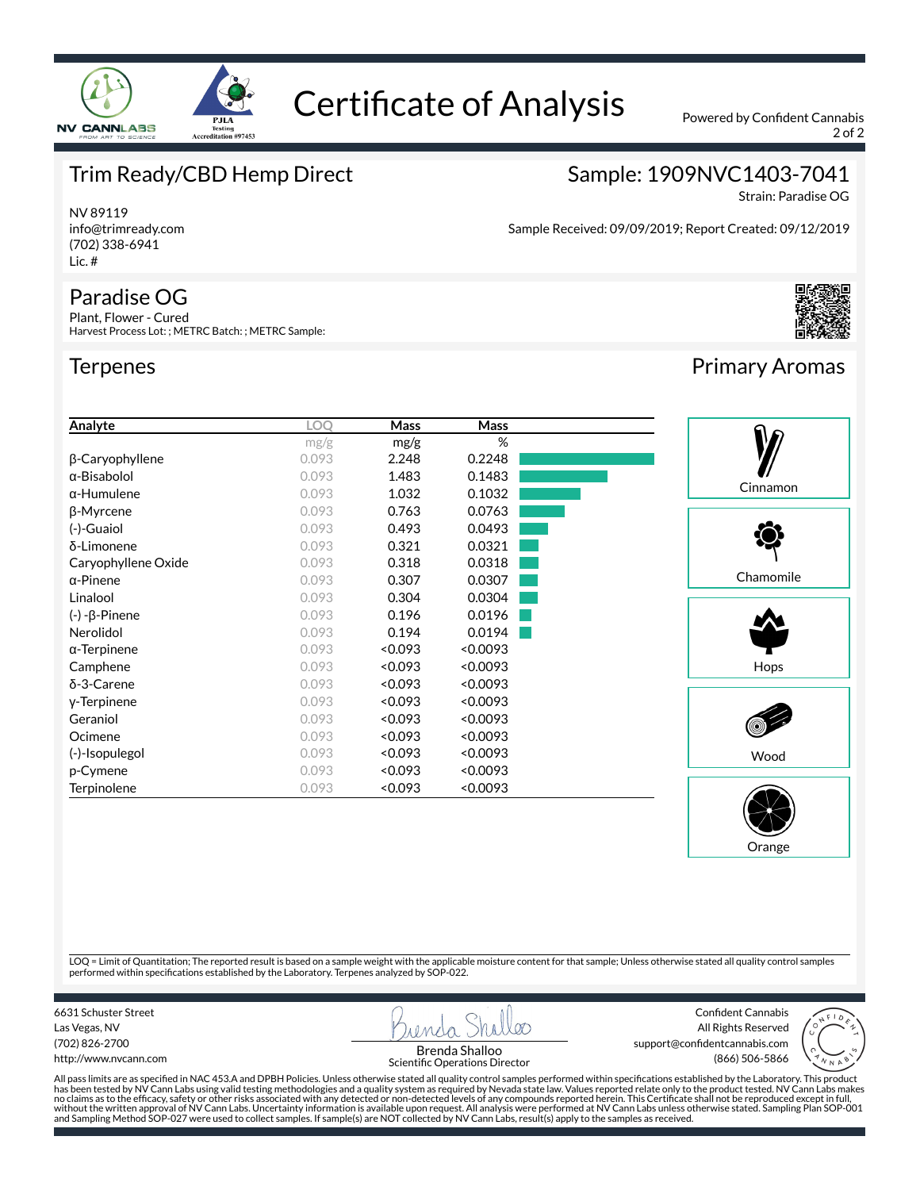# Certificate of Analysis

Powered by Confident Cannabis

## Trim Ready/CBD Hemp Direct

NV 89119
info@trimready.com
(702) 338-6941
Lic. #

## Sample: 1909NVC1403-7041

Strain: Paradise OG

Sample Received: 09/09/2019; Report Created: 09/12/2019

## Paradise OG

Plant, Flower - Cured
Harvest Process Lot: ; METRC Batch: ; METRC Sample:

## Terpenes

| Analyte | LOQ | Mass | Mass |
|---|---|---|---|
| | mg/g | mg/g | % |
| β-Caryophyllene | 0.093 | 2.248 | 0.2248 |
| α-Bisabolol | 0.093 | 1.483 | 0.1483 |
| α-Humulene | 0.093 | 1.032 | 0.1032 |
| β-Myrcene | 0.093 | 0.763 | 0.0763 |
| (-)-Guaiol | 0.093 | 0.493 | 0.0493 |
| δ-Limonene | 0.093 | 0.321 | 0.0321 |
| Caryophyllene Oxide | 0.093 | 0.318 | 0.0318 |
| α-Pinene | 0.093 | 0.307 | 0.0307 |
| Linalool | 0.093 | 0.304 | 0.0304 |
| (-) -β-Pinene | 0.093 | 0.196 | 0.0196 |
| Nerolidol | 0.093 | 0.194 | 0.0194 |
| α-Terpinene | 0.093 | <0.093 | <0.0093 |
| Camphene | 0.093 | <0.093 | <0.0093 |
| δ-3-Carene | 0.093 | <0.093 | <0.0093 |
| γ-Terpinene | 0.093 | <0.093 | <0.0093 |
| Geraniol | 0.093 | <0.093 | <0.0093 |
| Ocimene | 0.093 | <0.093 | <0.0093 |
| (-)-Isopulegol | 0.093 | <0.093 | <0.0093 |
| p-Cymene | 0.093 | <0.093 | <0.0093 |
| Terpinolene | 0.093 | <0.093 | <0.0093 |

## Primary Aromas

Cinnamon

Chamomile

Hops

Wood

Orange

LOQ = Limit of Quantitation; The reported result is based on a sample weight with the applicable moisture content for that sample; Unless otherwise stated all quality control samples performed within specifications established by the Laboratory. Terpenes analyzed by SOP-022.

6631 Schuster Street
Las Vegas, NV
(702) 826-2700
http://www.nvcann.com

Brenda Shalloo
Scientific Operations Director

Confident Cannabis
All Rights Reserved
support@confidentcannabis.com
(866) 506-5866

All pass limits are as specified in NAC 453.A and DPBH Policies. Unless otherwise stated all quality control samples performed within specifications established by the Laboratory. This product has been tested by NV Cann Labs using valid testing methodologies and a quality system as required by Nevada state law. Values reported relate only to the product tested. NV Cann Labs makes no claims as to the efficacy, safety or other risks associated with any detected or non-detected levels of any compounds reported herein. This Certificate shall not be reproduced except in full, without the written approval of NV Cann Labs. Uncertainty information is available upon request. All analysis were performed at NV Cann Labs unless otherwise stated. Sampling Plan SOP-001 and Sampling Method SOP-027 were used to collect samples. If sample(s) are NOT collected by NV Cann Labs, result(s) apply to the samples as received.